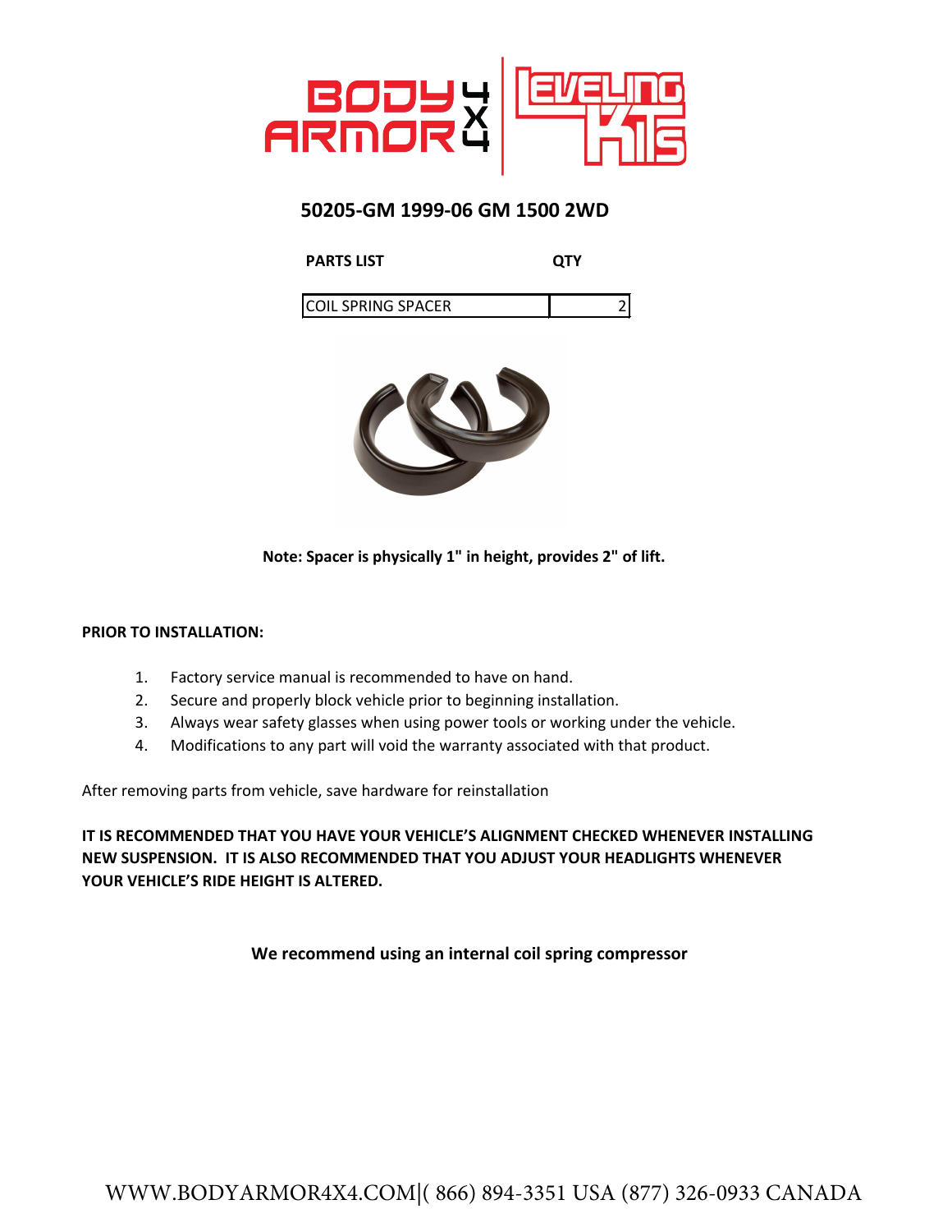# 50205-GM 1999-06 GM 1500 2WD

| PARTS LIST | QTY |
|---|---|
| COIL SPRING SPACER | 2 |

**Note: Spacer is physically 1" in height, provides 2" of lift.**

**PRIOR TO INSTALLATION:**

1. Factory service manual is recommended to have on hand.
2. Secure and properly block vehicle prior to beginning installation.
3. Always wear safety glasses when using power tools or working under the vehicle.
4. Modifications to any part will void the warranty associated with that product.

After removing parts from vehicle, save hardware for reinstallation

**IT IS RECOMMENDED THAT YOU HAVE YOUR VEHICLE'S ALIGNMENT CHECKED WHENEVER INSTALLING NEW SUSPENSION. IT IS ALSO RECOMMENDED THAT YOU ADJUST YOUR HEADLIGHTS WHENEVER YOUR VEHICLE'S RIDE HEIGHT IS ALTERED.**

**We recommend using an internal coil spring compressor**

WWW.BODYARMOR4X4.COM|( 866) 894-3351 USA (877) 326-0933 CANADA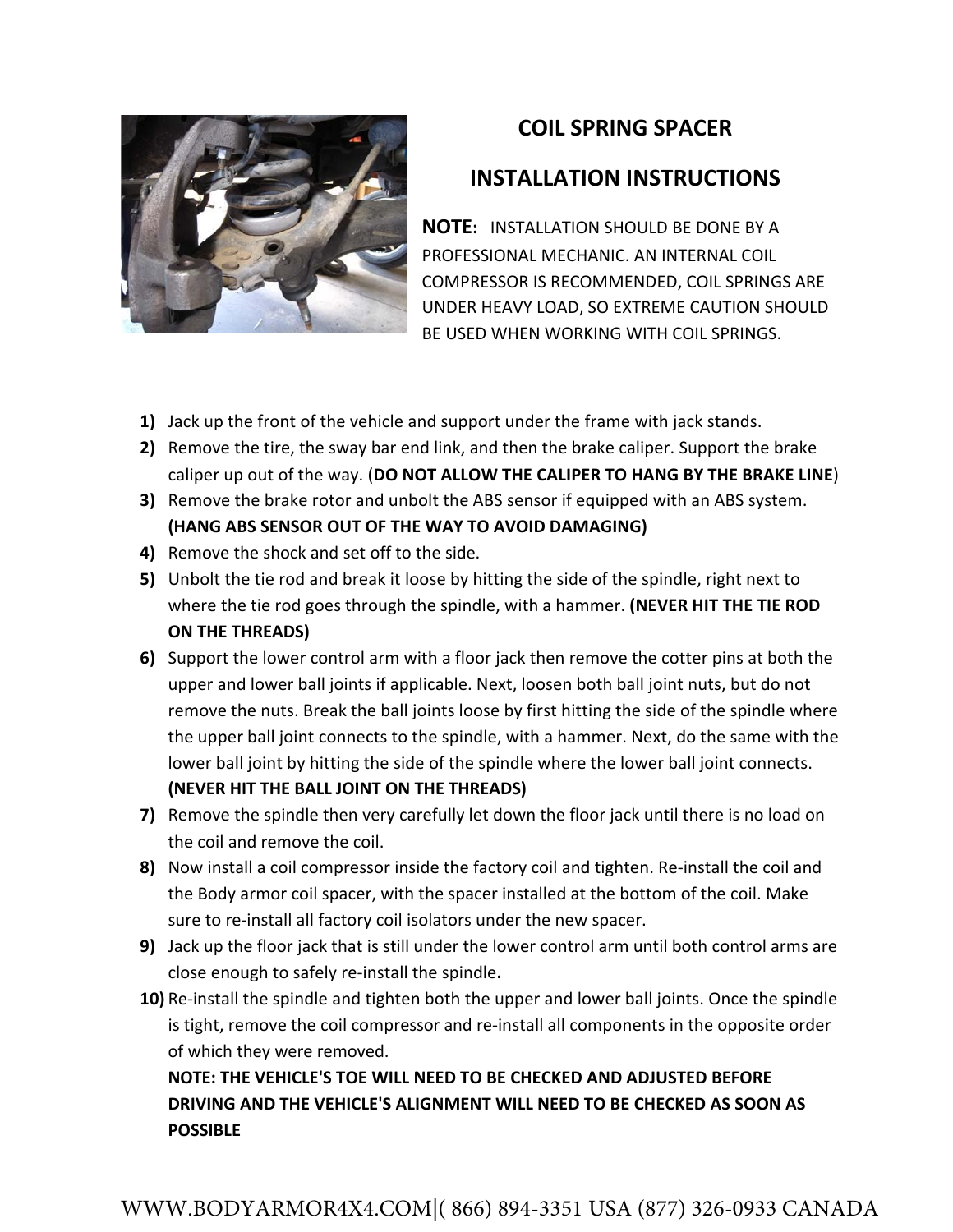# COIL SPRING SPACER

# INSTALLATION INSTRUCTIONS

**NOTE:** INSTALLATION SHOULD BE DONE BY A PROFESSIONAL MECHANIC. AN INTERNAL COIL COMPRESSOR IS RECOMMENDED, COIL SPRINGS ARE UNDER HEAVY LOAD, SO EXTREME CAUTION SHOULD BE USED WHEN WORKING WITH COIL SPRINGS.

1) Jack up the front of the vehicle and support under the frame with jack stands.
2) Remove the tire, the sway bar end link, and then the brake caliper. Support the brake caliper up out of the way. (**DO NOT ALLOW THE CALIPER TO HANG BY THE BRAKE LINE**)
3) Remove the brake rotor and unbolt the ABS sensor if equipped with an ABS system. **(HANG ABS SENSOR OUT OF THE WAY TO AVOID DAMAGING)**
4) Remove the shock and set off to the side.
5) Unbolt the tie rod and break it loose by hitting the side of the spindle, right next to where the tie rod goes through the spindle, with a hammer. **(NEVER HIT THE TIE ROD ON THE THREADS)**
6) Support the lower control arm with a floor jack then remove the cotter pins at both the upper and lower ball joints if applicable. Next, loosen both ball joint nuts, but do not remove the nuts. Break the ball joints loose by first hitting the side of the spindle where the upper ball joint connects to the spindle, with a hammer. Next, do the same with the lower ball joint by hitting the side of the spindle where the lower ball joint connects. **(NEVER HIT THE BALL JOINT ON THE THREADS)**
7) Remove the spindle then very carefully let down the floor jack until there is no load on the coil and remove the coil.
8) Now install a coil compressor inside the factory coil and tighten. Re-install the coil and the Body armor coil spacer, with the spacer installed at the bottom of the coil. Make sure to re-install all factory coil isolators under the new spacer.
9) Jack up the floor jack that is still under the lower control arm until both control arms are close enough to safely re-install the spindle.
10) Re-install the spindle and tighten both the upper and lower ball joints. Once the spindle is tight, remove the coil compressor and re-install all components in the opposite order of which they were removed.
    **NOTE: THE VEHICLE'S TOE WILL NEED TO BE CHECKED AND ADJUSTED BEFORE DRIVING AND THE VEHICLE'S ALIGNMENT WILL NEED TO BE CHECKED AS SOON AS POSSIBLE**

WWW.BODYARMOR4X4.COM|( 866) 894-3351 USA (877) 326-0933 CANADA